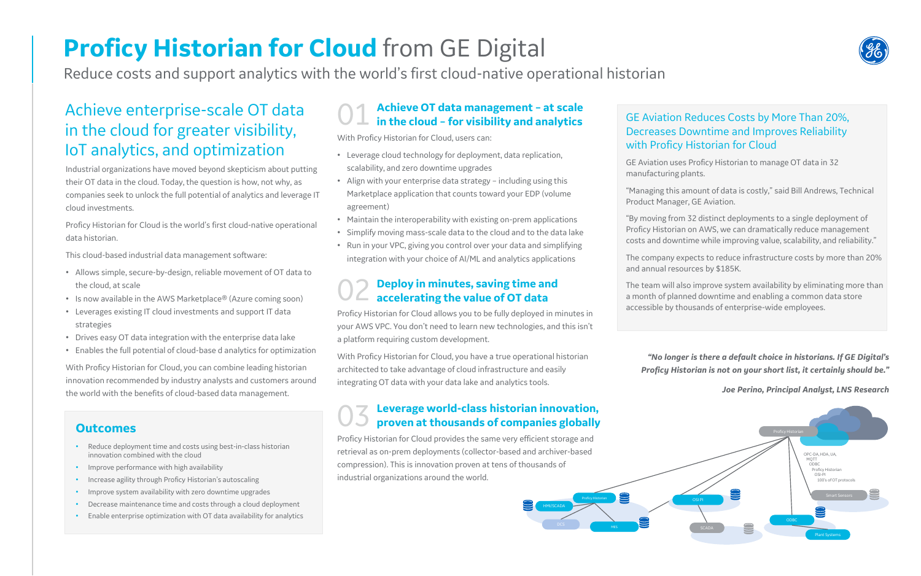# **Proficy Historian for Cloud** from GE Digital

Reduce costs and support analytics with the world's first cloud-native operational historian

## Achieve enterprise-scale OT data in the cloud for greater visibility, IoT analytics, and optimization

Industrial organizations have moved beyond skepticism about putting their OT data in the cloud. Today, the question is how, not why, as companies seek to unlock the full potential of analytics and leverage IT cloud investments.

Proficy Historian for Cloud is the world's first cloud-native operational data historian.

This cloud-based industrial data management software:

- Allows simple, secure-by-design, reliable movement of OT data to the cloud, at scale
- Is now available in the AWS Marketplace® (Azure coming soon)
- Leverages existing IT cloud investments and support IT data strategies
- Drives easy OT data integration with the enterprise data lake
- Enables the full potential of cloud-base d analytics for optimization

With Proficy Historian for Cloud, you can combine leading historian innovation recommended by industry analysts and customers around the world with the benefits of cloud-based data management.

### Outcomes

- Reduce deployment time and costs using best-in-class historian innovation combined with the cloud
- Improve performance with high availability
- Increase agility through Proficy Historian's autoscaling
- Improve system availability with zero downtime upgrades
- Decrease maintenance time and costs through a cloud deployment
- Enable enterprise optimization with OT data availability for analytics

## 01 Achieve OT data management – at scale in the cloud – for visibility and analytics

With Proficy Historian for Cloud, users can:

- Leverage cloud technology for deployment, data replication, scalability, and zero downtime upgrades
- Align with your enterprise data strategy – including using this Marketplace application that counts toward your EDP (volume agreement)
- Maintain the interoperability with existing on-prem applications
- Simplify moving mass-scale data to the cloud and to the data lake
- Run in your VPC, giving you control over your data and simplifying integration with your choice of AI/ML and analytics applications

## 02 Deploy in minutes, saving time and accelerating the value of OT data

Proficy Historian for Cloud allows you to be fully deployed in minutes in your AWS VPC. You don't need to learn new technologies, and this isn't a platform requiring custom development.

With Proficy Historian for Cloud, you have a true operational historian architected to take advantage of cloud infrastructure and easily integrating OT data with your data lake and analytics tools.

## 03 Leverage world-class historian innovation, proven at thousands of companies globally

Proficy Historian for Cloud provides the same very efficient storage and retrieval as on-prem deployments (collector-based and archiver-based compression). This is innovation proven at tens of thousands of industrial organizations around the world.

### GE Aviation Reduces Costs by More Than 20%, Decreases Downtime and Improves Reliability with Proficy Historian for Cloud

GE Aviation uses Proficy Historian to manage OT data in 32 manufacturing plants.

"Managing this amount of data is costly," said Bill Andrews, Technical Product Manager, GE Aviation.

"By moving from 32 distinct deployments to a single deployment of Proficy Historian on AWS, we can dramatically reduce management costs and downtime while improving value, scalability, and reliability."

The company expects to reduce infrastructure costs by more than 20% and annual resources by $185K.

The team will also improve system availability by eliminating more than a month of planned downtime and enabling a common data store accessible by thousands of enterprise-wide employees.

***"No longer is there a default choice in historians. If GE Digital's Proficy Historian is not on your short list, it certainly should be."***

***Joe Perino, Principal Analyst, LNS Research***

Proficy Historian

OPC-DA, HDA, UA, MQTT, ODBC, Proficy Historian, OSI-PI, 100's of OT protocols

Smart Sensors

Proficy Historian

HMI/SCADA

DCS

MES

OSI PI

SCADA

ODBC

Plant Systems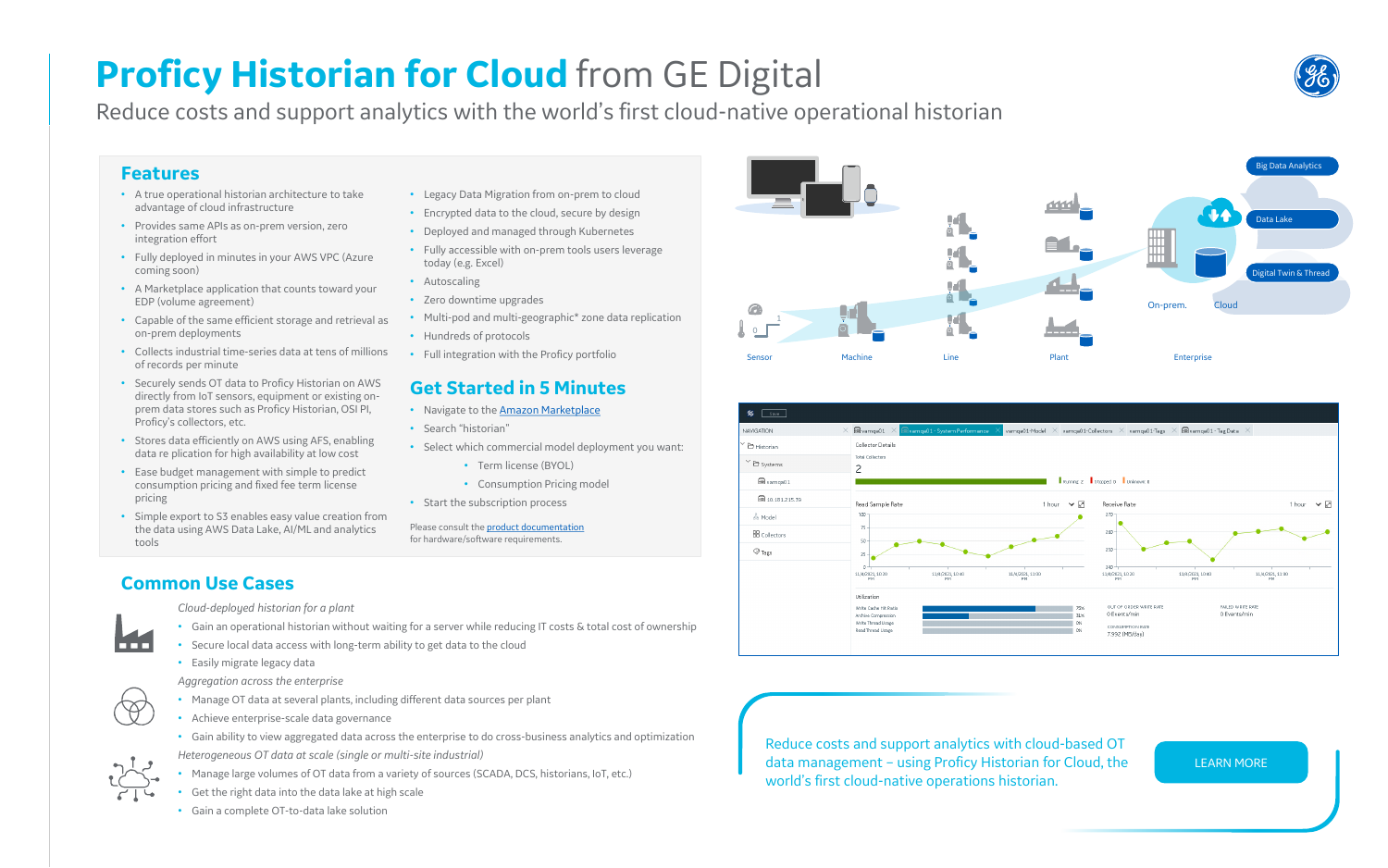# Proficy Historian for Cloud from GE Digital

Reduce costs and support analytics with the world's first cloud-native operational historian

## Features

- A true operational historian architecture to take advantage of cloud infrastructure
- Provides same APIs as on-prem version, zero integration effort
- Fully deployed in minutes in your AWS VPC (Azure coming soon)
- A Marketplace application that counts toward your EDP (volume agreement)
- Capable of the same efficient storage and retrieval as on-prem deployments
- Collects industrial time-series data at tens of millions of records per minute
- Securely sends OT data to Proficy Historian on AWS directly from IoT sensors, equipment or existing on-prem data stores such as Proficy Historian, OSI PI, Proficy's collectors, etc.
- Stores data efficiently on AWS using AFS, enabling data re plication for high availability at low cost
- Ease budget management with simple to predict consumption pricing and fixed fee term license pricing
- Simple export to S3 enables easy value creation from the data using AWS Data Lake, AI/ML and analytics tools
- Legacy Data Migration from on-prem to cloud
- Encrypted data to the cloud, secure by design
- Deployed and managed through Kubernetes
- Fully accessible with on-prem tools users leverage today (e.g. Excel)
- Autoscaling
- Zero downtime upgrades
- Multi-pod and multi-geographic* zone data replication
- Hundreds of protocols
- Full integration with the Proficy portfolio

## Get Started in 5 Minutes

- Navigate to the Amazon Marketplace
- Search "historian"
- Select which commercial model deployment you want:
  - Term license (BYOL)
  - Consumption Pricing model
- Start the subscription process

Please consult the product documentation for hardware/software requirements.

Sensor
Machine
Line
Plant
Enterprise
On-prem.
Cloud
Big Data Analytics
Data Lake
Digital Twin & Thread

## Common Use Cases

*Cloud-deployed historian for a plant*

- Gain an operational historian without waiting for a server while reducing IT costs & total cost of ownership
- Secure local data access with long-term ability to get data to the cloud
- Easily migrate legacy data

*Aggregation across the enterprise*

- Manage OT data at several plants, including different data sources per plant
- Achieve enterprise-scale data governance
- Gain ability to view aggregated data across the enterprise to do cross-business analytics and optimization

*Heterogeneous OT data at scale (single or multi-site industrial)*

- Manage large volumes of OT data from a variety of sources (SCADA, DCS, historians, IoT, etc.)
- Get the right data into the data lake at high scale
- Gain a complete OT-to-data lake solution

Reduce costs and support analytics with cloud-based OT data management – using Proficy Historian for Cloud, the world's first cloud-native operations historian.

LEARN MORE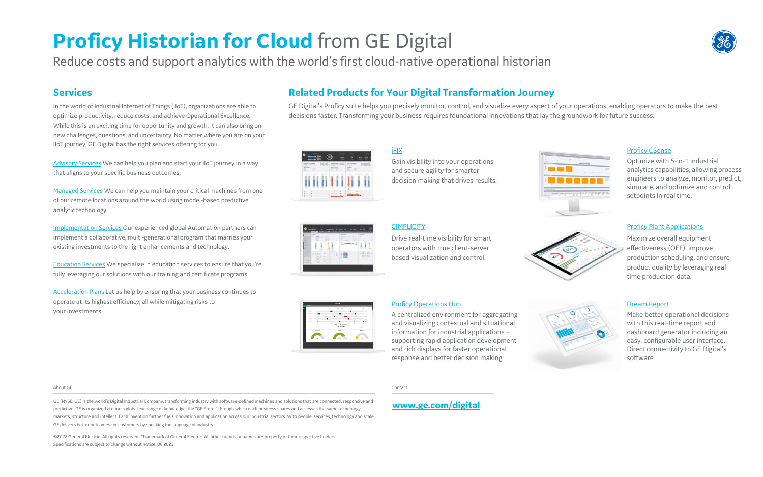# **Proficy Historian for Cloud** from GE Digital

Reduce costs and support analytics with the world's first cloud-native operational historian

## Services

In the world of Industrial Internet of Things (IIoT), organizations are able to optimize productivity, reduce costs, and achieve Operational Excellence. While this is an exciting time for opportunity and growth, it can also bring on new challenges, questions, and uncertainty. No matter where you are on your IIoT journey, GE Digital has the right services offering for you.

Advisory Services We can help you plan and start your IIoT journey in a way that aligns to your specific business outcomes.

Managed Services We can help you maintain your critical machines from one of our remote locations around the world using model-based predictive analytic technology.

Implementation Services Our experienced global Automation partners can implement a collaborative, multi-generational program that marries your existing investments to the right enhancements and technology.

Education Services We specialize in education services to ensure that you're fully leveraging our solutions with our training and certificate programs.

Acceleration Plans Let us help by ensuring that your business continues to operate at its highest efficiency, all while mitigating risks to your investments.

## Related Products for Your Digital Transformation Journey

GE Digital's Proficy suite helps you precisely monitor, control, and visualize every aspect of your operations, enabling operators to make the best decisions faster. Transforming your business requires foundational innovations that lay the groundwork for future success.

iFIX

Gain visibility into your operations and secure agility for smarter decision making that drives results.

Proficy CSense

Optimize with 5-in-1 industrial analytics capabilities, allowing process engineers to analyze, monitor, predict, simulate, and optimize and control setpoints in real time.

CIMPLICITY

Drive real-time visibility for smart operators with true client-server based visualization and control.

Proficy Plant Applications

Maximize overall equipment effectiveness (OEE), improve production scheduling, and ensure product quality by leveraging real time production data.

Proficy Operations Hub

A centralized environment for aggregating and visualizing contextual and situational information for industrial applications – supporting rapid application development and rich displays for faster operational response and better decision making.

Dream Report

Make better operational decisions with this real-time report and dashboard generator including an easy, configurable user interface. Direct connectivity to GE Digital's software

About GE

GE (NYSE: GE) is the world's Digital Industrial Company, transforming industry with software-defined machines and solutions that are connected, responsive and predictive. GE is organized around a global exchange of knowledge, the "GE Store," through which each business shares and accesses the same technology, markets, structure and intellect. Each invention further fuels innovation and application across our industrial sectors. With people, services, technology and scale, GE delivers better outcomes for customers by speaking the language of industry.

©2022 General Electric. All rights reserved. *Trademark of General Electric. All other brands or names are property of their respective holders. Specifications are subject to change without notice. 06 2022

Contact

**www.ge.com/digital**